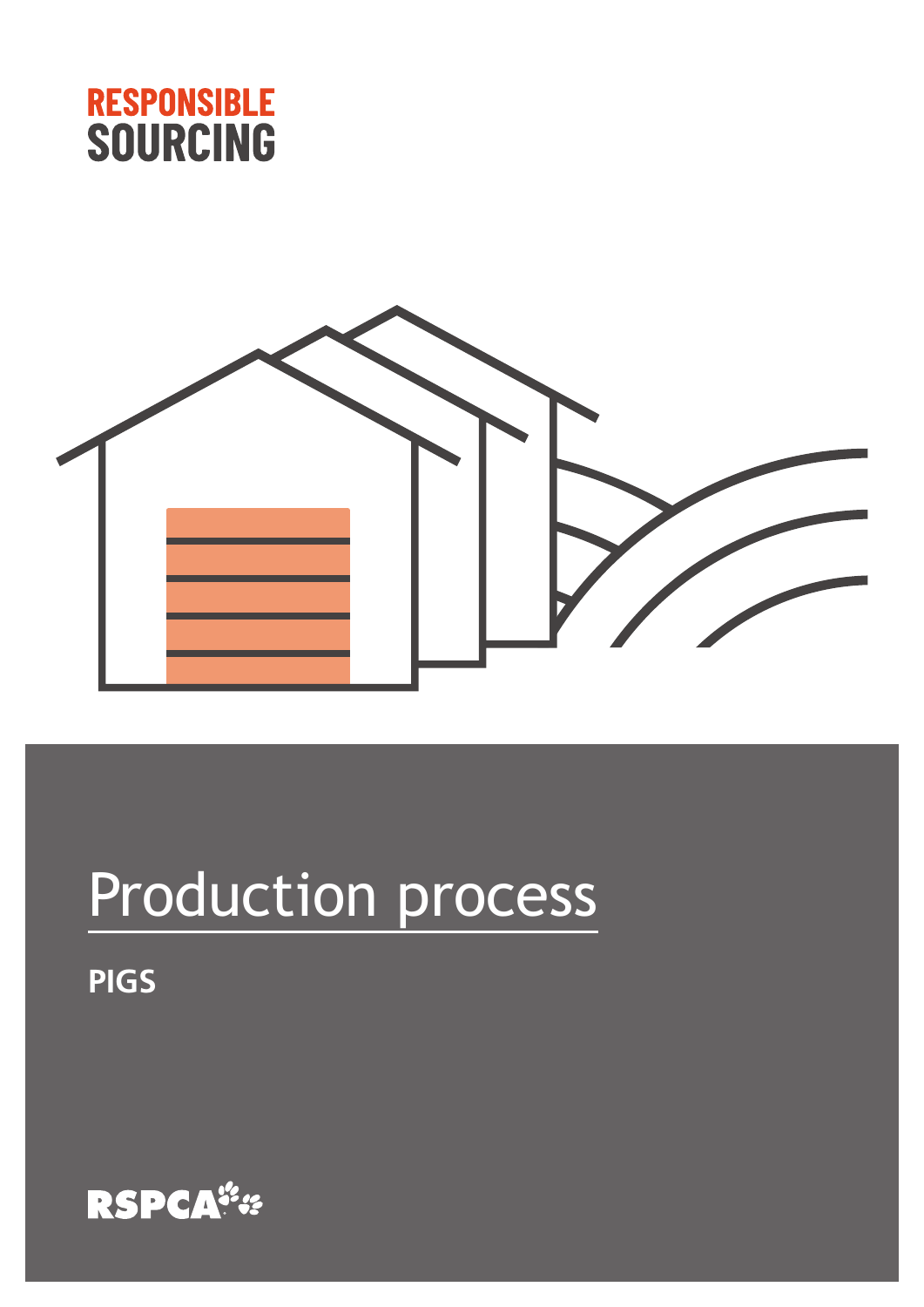RESPONSIBLE
SOURCING

# Production process

**PIGS**

RSPCA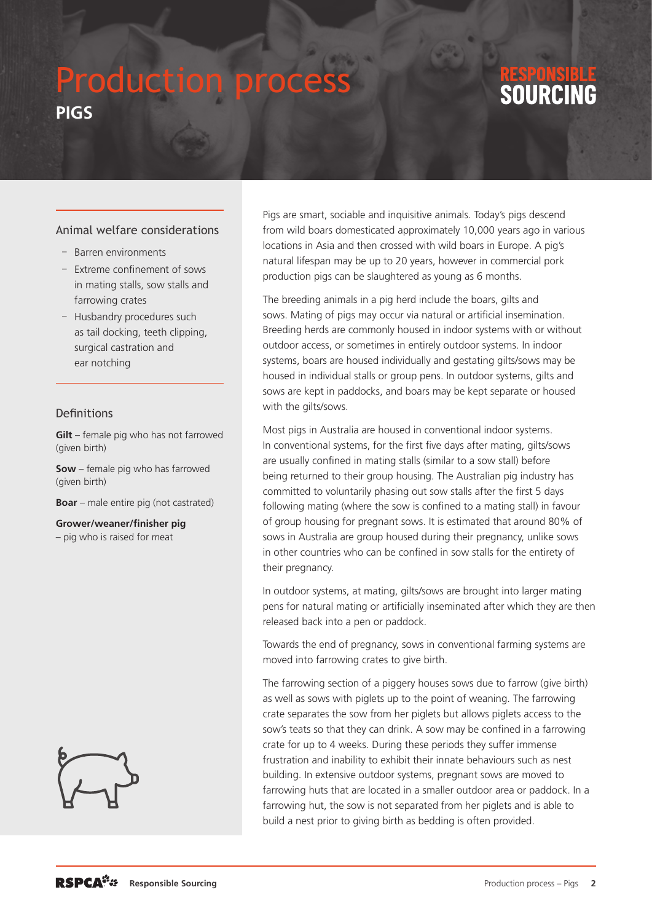# Production process

## PIGS

RESPONSIBLE SOURCING

### Animal welfare considerations

- Barren environments
- Extreme confinement of sows in mating stalls, sow stalls and farrowing crates
- Husbandry procedures such as tail docking, teeth clipping, surgical castration and ear notching

### Definitions

**Gilt** – female pig who has not farrowed (given birth)

**Sow** – female pig who has farrowed (given birth)

**Boar** – male entire pig (not castrated)

**Grower/weaner/finisher pig** – pig who is raised for meat

Pigs are smart, sociable and inquisitive animals. Today's pigs descend from wild boars domesticated approximately 10,000 years ago in various locations in Asia and then crossed with wild boars in Europe. A pig's natural lifespan may be up to 20 years, however in commercial pork production pigs can be slaughtered as young as 6 months.

The breeding animals in a pig herd include the boars, gilts and sows. Mating of pigs may occur via natural or artificial insemination. Breeding herds are commonly housed in indoor systems with or without outdoor access, or sometimes in entirely outdoor systems. In indoor systems, boars are housed individually and gestating gilts/sows may be housed in individual stalls or group pens. In outdoor systems, gilts and sows are kept in paddocks, and boars may be kept separate or housed with the gilts/sows.

Most pigs in Australia are housed in conventional indoor systems. In conventional systems, for the first five days after mating, gilts/sows are usually confined in mating stalls (similar to a sow stall) before being returned to their group housing. The Australian pig industry has committed to voluntarily phasing out sow stalls after the first 5 days following mating (where the sow is confined to a mating stall) in favour of group housing for pregnant sows. It is estimated that around 80% of sows in Australia are group housed during their pregnancy, unlike sows in other countries who can be confined in sow stalls for the entirety of their pregnancy.

In outdoor systems, at mating, gilts/sows are brought into larger mating pens for natural mating or artificially inseminated after which they are then released back into a pen or paddock.

Towards the end of pregnancy, sows in conventional farming systems are moved into farrowing crates to give birth.

The farrowing section of a piggery houses sows due to farrow (give birth) as well as sows with piglets up to the point of weaning. The farrowing crate separates the sow from her piglets but allows piglets access to the sow's teats so that they can drink. A sow may be confined in a farrowing crate for up to 4 weeks. During these periods they suffer immense frustration and inability to exhibit their innate behaviours such as nest building. In extensive outdoor systems, pregnant sows are moved to farrowing huts that are located in a smaller outdoor area or paddock. In a farrowing hut, the sow is not separated from her piglets and is able to build a nest prior to giving birth as bedding is often provided.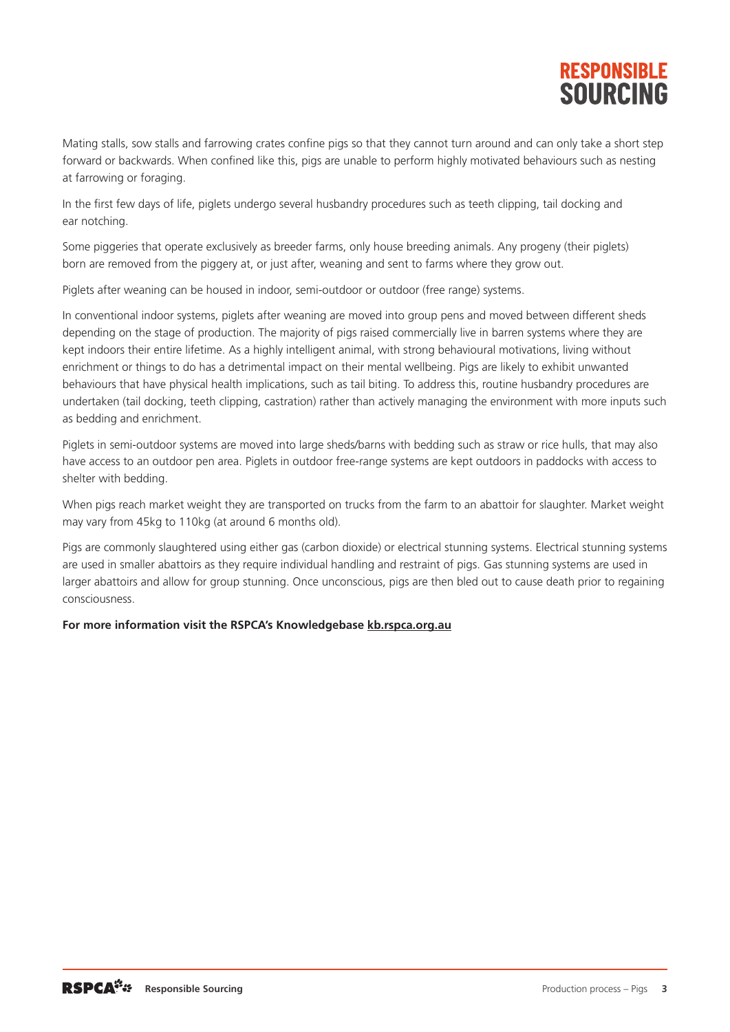Mating stalls, sow stalls and farrowing crates confine pigs so that they cannot turn around and can only take a short step forward or backwards. When confined like this, pigs are unable to perform highly motivated behaviours such as nesting at farrowing or foraging.

In the first few days of life, piglets undergo several husbandry procedures such as teeth clipping, tail docking and ear notching.

Some piggeries that operate exclusively as breeder farms, only house breeding animals. Any progeny (their piglets) born are removed from the piggery at, or just after, weaning and sent to farms where they grow out.

Piglets after weaning can be housed in indoor, semi-outdoor or outdoor (free range) systems.

In conventional indoor systems, piglets after weaning are moved into group pens and moved between different sheds depending on the stage of production. The majority of pigs raised commercially live in barren systems where they are kept indoors their entire lifetime. As a highly intelligent animal, with strong behavioural motivations, living without enrichment or things to do has a detrimental impact on their mental wellbeing. Pigs are likely to exhibit unwanted behaviours that have physical health implications, such as tail biting. To address this, routine husbandry procedures are undertaken (tail docking, teeth clipping, castration) rather than actively managing the environment with more inputs such as bedding and enrichment.

Piglets in semi-outdoor systems are moved into large sheds/barns with bedding such as straw or rice hulls, that may also have access to an outdoor pen area. Piglets in outdoor free-range systems are kept outdoors in paddocks with access to shelter with bedding.

When pigs reach market weight they are transported on trucks from the farm to an abattoir for slaughter. Market weight may vary from 45kg to 110kg (at around 6 months old).

Pigs are commonly slaughtered using either gas (carbon dioxide) or electrical stunning systems. Electrical stunning systems are used in smaller abattoirs as they require individual handling and restraint of pigs. Gas stunning systems are used in larger abattoirs and allow for group stunning. Once unconscious, pigs are then bled out to cause death prior to regaining consciousness.

**For more information visit the RSPCA's Knowledgebase [kb.rspca.org.au](kb.rspca.org.au)**